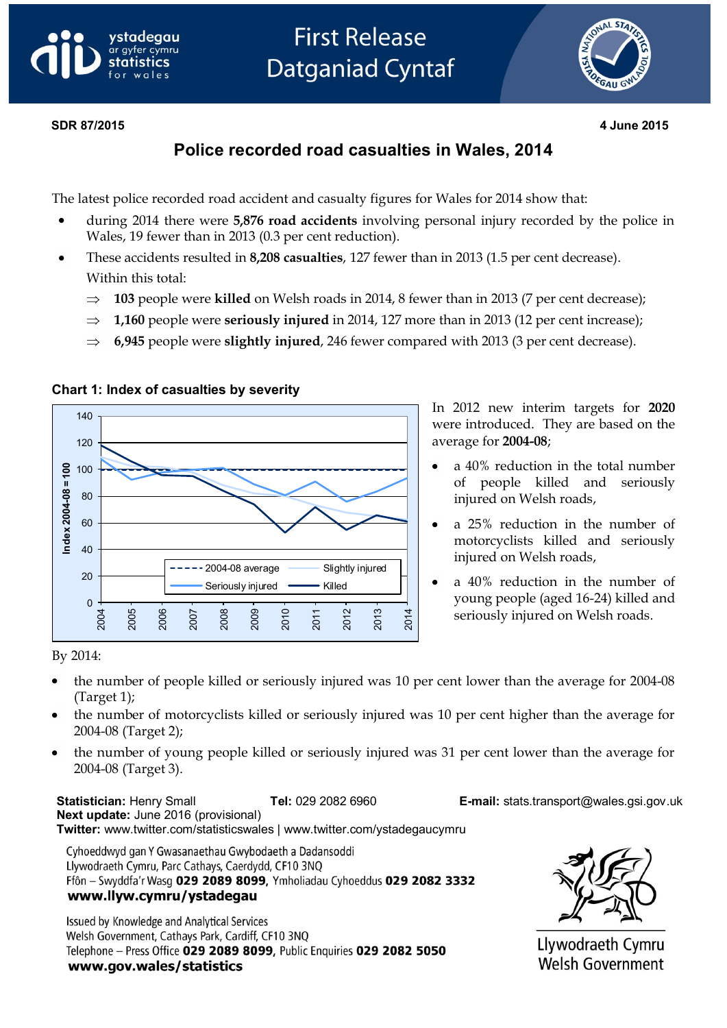SDR 87/2015

4 June 2015

# Police recorded road casualties in Wales, 2014

The latest police recorded road accident and casualty figures for Wales for 2014 show that:

- during 2014 there were **5,876 road accidents** involving personal injury recorded by the police in Wales, 19 fewer than in 2013 (0.3 per cent reduction).
- These accidents resulted in **8,208 casualties**, 127 fewer than in 2013 (1.5 per cent decrease). Within this total:
  - ⇒ **103** people were **killed** on Welsh roads in 2014, 8 fewer than in 2013 (7 per cent decrease);
  - ⇒ **1,160** people were **seriously injured** in 2014, 127 more than in 2013 (12 per cent increase);
  - ⇒ **6,945** people were **slightly injured**, 246 fewer compared with 2013 (3 per cent decrease).

**Chart 1: Index of casualties by severity**

In 2012 new interim targets for **2020** were introduced. They are based on the average for **2004-08**;

- a 40% reduction in the total number of people killed and seriously injured on Welsh roads,
- a 25% reduction in the number of motorcyclists killed and seriously injured on Welsh roads,
- a 40% reduction in the number of young people (aged 16-24) killed and seriously injured on Welsh roads.

By 2014:

- the number of people killed or seriously injured was 10 per cent lower than the average for 2004-08 (Target 1);
- the number of motorcyclists killed or seriously injured was 10 per cent higher than the average for 2004-08 (Target 2);
- the number of young people killed or seriously injured was 31 per cent lower than the average for 2004-08 (Target 3).

**Statistician:** Henry Small **Tel:** 029 2082 6960 **E-mail:** stats.transport@wales.gsi.gov.uk
**Next update:** June 2016 (provisional)
**Twitter:** www.twitter.com/statisticswales | www.twitter.com/ystadegaucymru

Cyhoeddwyd gan Y Gwasanaethau Gwybodaeth a Dadansoddi
Llywodraeth Cymru, Parc Cathays, Caerdydd, CF10 3NQ
Ffôn – Swyddfa'r Wasg **029 2089 8099**, Ymholiadau Cyhoeddus **029 2082 3332**
**www.llyw.cymru/ystadegau**

Issued by Knowledge and Analytical Services
Welsh Government, Cathays Park, Cardiff, CF10 3NQ
Telephone – Press Office **029 2089 8099**, Public Enquiries **029 2082 5050**
**www.gov.wales/statistics**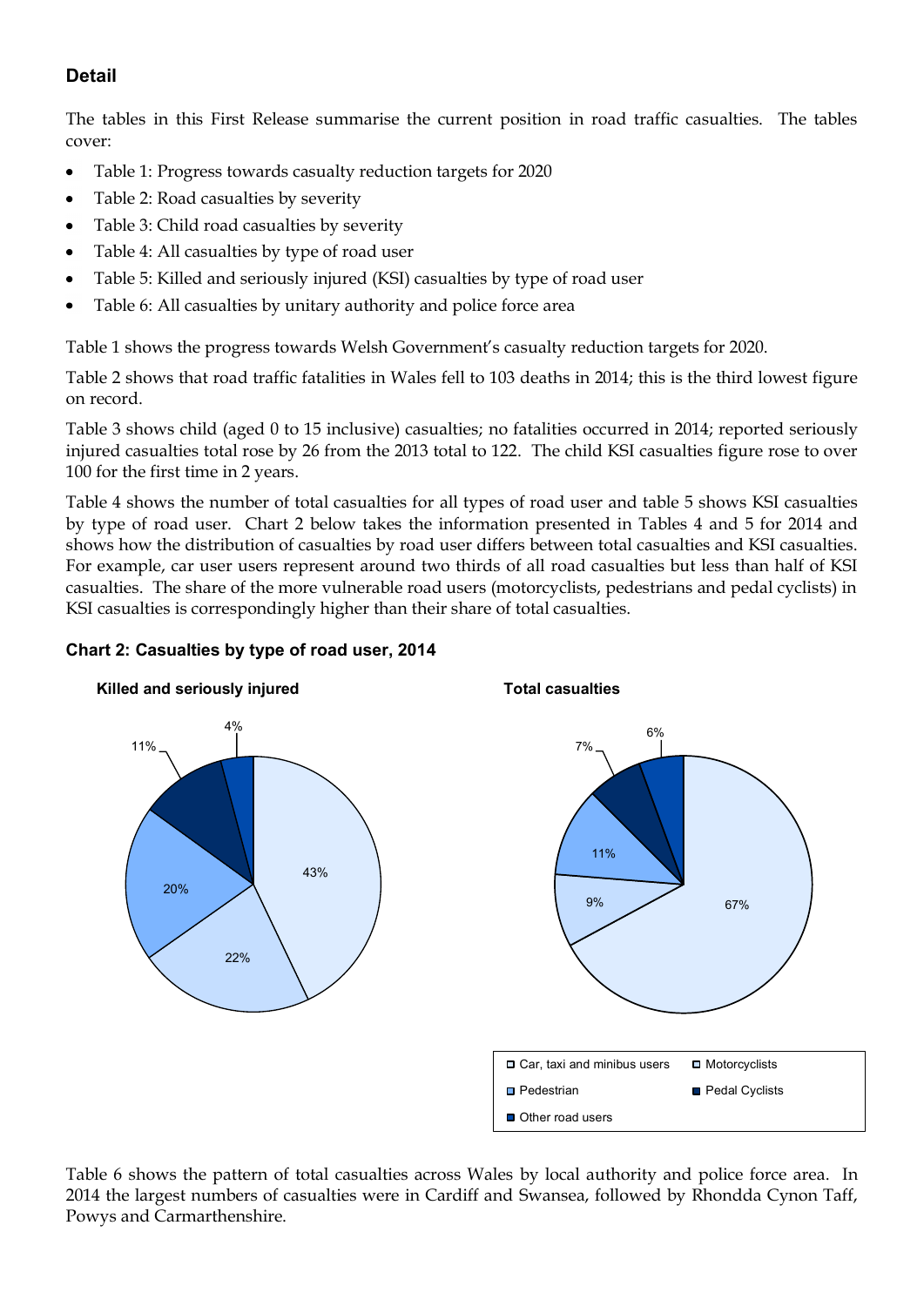## Detail

The tables in this First Release summarise the current position in road traffic casualties. The tables cover:

- Table 1: Progress towards casualty reduction targets for 2020
- Table 2: Road casualties by severity
- Table 3: Child road casualties by severity
- Table 4: All casualties by type of road user
- Table 5: Killed and seriously injured (KSI) casualties by type of road user
- Table 6: All casualties by unitary authority and police force area

Table 1 shows the progress towards Welsh Government's casualty reduction targets for 2020.

Table 2 shows that road traffic fatalities in Wales fell to 103 deaths in 2014; this is the third lowest figure on record.

Table 3 shows child (aged 0 to 15 inclusive) casualties; no fatalities occurred in 2014; reported seriously injured casualties total rose by 26 from the 2013 total to 122. The child KSI casualties figure rose to over 100 for the first time in 2 years.

Table 4 shows the number of total casualties for all types of road user and table 5 shows KSI casualties by type of road user. Chart 2 below takes the information presented in Tables 4 and 5 for 2014 and shows how the distribution of casualties by road user differs between total casualties and KSI casualties. For example, car user users represent around two thirds of all road casualties but less than half of KSI casualties. The share of the more vulnerable road users (motorcyclists, pedestrians and pedal cyclists) in KSI casualties is correspondingly higher than their share of total casualties.

### Chart 2: Casualties by type of road user, 2014

**Killed and seriously injured**

| Road user | Share |
|---|---|
| Car, taxi and minibus users | 43% |
| Motorcyclists | 22% |
| Pedestrian | 20% |
| Pedal Cyclists | 11% |
| Other road users | 4% |

**Total casualties**

| Road user | Share |
|---|---|
| Car, taxi and minibus users | 67% |
| Motorcyclists | 9% |
| Pedestrian | 11% |
| Pedal Cyclists | 7% |
| Other road users | 6% |

Table 6 shows the pattern of total casualties across Wales by local authority and police force area. In 2014 the largest numbers of casualties were in Cardiff and Swansea, followed by Rhondda Cynon Taff, Powys and Carmarthenshire.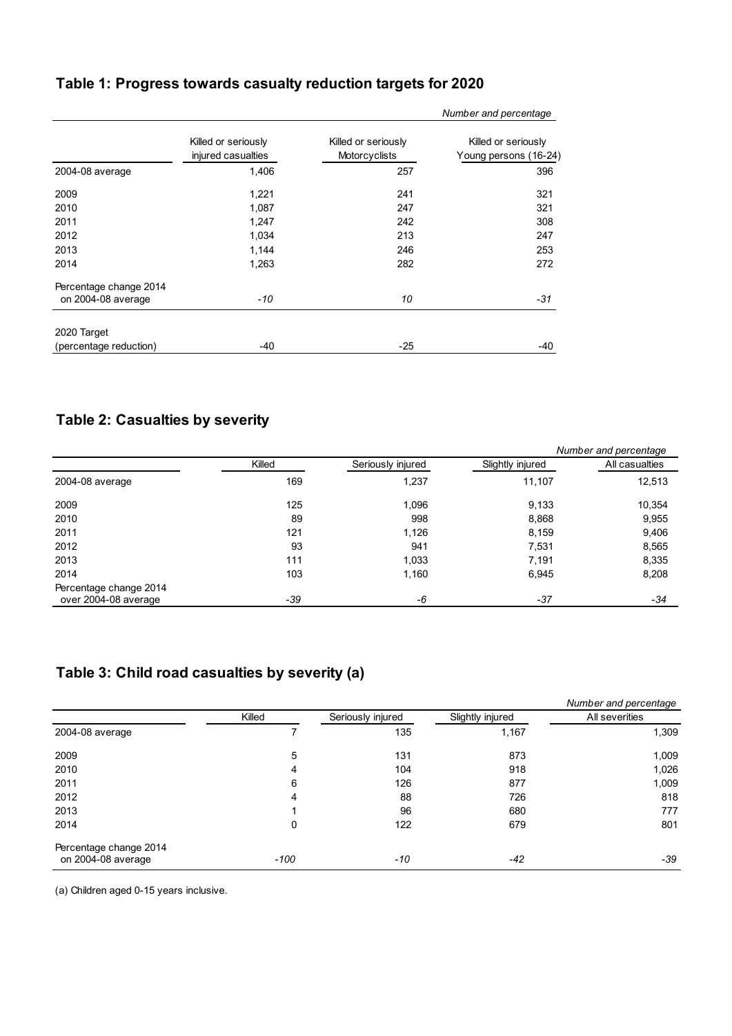## Table 1: Progress towards casualty reduction targets for 2020

*Number and percentage*

| | Killed or seriously injured casualties | Killed or seriously Motorcyclists | Killed or seriously Young persons (16-24) |
|---|---|---|---|
| 2004-08 average | 1,406 | 257 | 396 |
| 2009 | 1,221 | 241 | 321 |
| 2010 | 1,087 | 247 | 321 |
| 2011 | 1,247 | 242 | 308 |
| 2012 | 1,034 | 213 | 247 |
| 2013 | 1,144 | 246 | 253 |
| 2014 | 1,263 | 282 | 272 |
| Percentage change 2014 on 2004-08 average | *-10* | *10* | *-31* |
| 2020 Target (percentage reduction) | -40 | -25 | -40 |

## Table 2: Casualties by severity

*Number and percentage*

| | Killed | Seriously injured | Slightly injured | All casualties |
|---|---|---|---|---|
| 2004-08 average | 169 | 1,237 | 11,107 | 12,513 |
| 2009 | 125 | 1,096 | 9,133 | 10,354 |
| 2010 | 89 | 998 | 8,868 | 9,955 |
| 2011 | 121 | 1,126 | 8,159 | 9,406 |
| 2012 | 93 | 941 | 7,531 | 8,565 |
| 2013 | 111 | 1,033 | 7,191 | 8,335 |
| 2014 | 103 | 1,160 | 6,945 | 8,208 |
| Percentage change 2014 over 2004-08 average | *-39* | *-6* | *-37* | *-34* |

## Table 3: Child road casualties by severity (a)

*Number and percentage*

| | Killed | Seriously injured | Slightly injured | All severities |
|---|---|---|---|---|
| 2004-08 average | 7 | 135 | 1,167 | 1,309 |
| 2009 | 5 | 131 | 873 | 1,009 |
| 2010 | 4 | 104 | 918 | 1,026 |
| 2011 | 6 | 126 | 877 | 1,009 |
| 2012 | 4 | 88 | 726 | 818 |
| 2013 | 1 | 96 | 680 | 777 |
| 2014 | 0 | 122 | 679 | 801 |
| Percentage change 2014 on 2004-08 average | *-100* | *-10* | *-42* | *-39* |

(a) Children aged 0-15 years inclusive.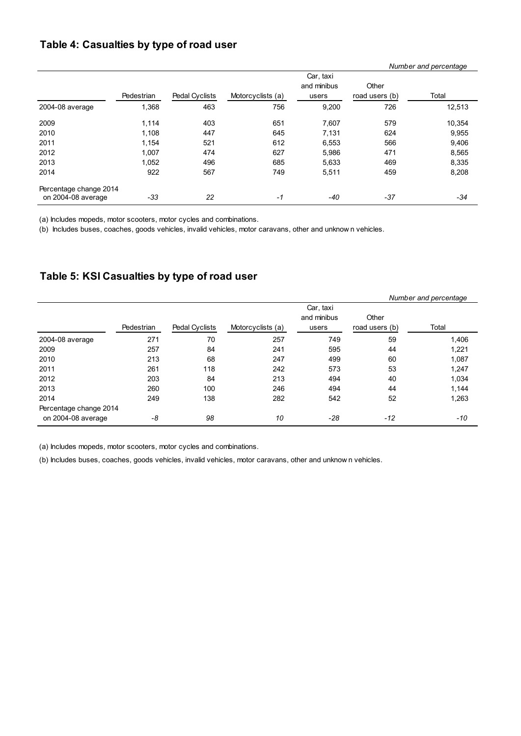## Table 4: Casualties by type of road user

*Number and percentage*

| | Pedestrian | Pedal Cyclists | Motorcyclists (a) | Car, taxi and minibus users | Other road users (b) | Total |
|---|---|---|---|---|---|---|
| 2004-08 average | 1,368 | 463 | 756 | 9,200 | 726 | 12,513 |
| 2009 | 1,114 | 403 | 651 | 7,607 | 579 | 10,354 |
| 2010 | 1,108 | 447 | 645 | 7,131 | 624 | 9,955 |
| 2011 | 1,154 | 521 | 612 | 6,553 | 566 | 9,406 |
| 2012 | 1,007 | 474 | 627 | 5,986 | 471 | 8,565 |
| 2013 | 1,052 | 496 | 685 | 5,633 | 469 | 8,335 |
| 2014 | 922 | 567 | 749 | 5,511 | 459 | 8,208 |
| Percentage change 2014 on 2004-08 average | *-33* | *22* | *-1* | *-40* | *-37* | *-34* |

(a) Includes mopeds, motor scooters, motor cycles and combinations.

(b) Includes buses, coaches, goods vehicles, invalid vehicles, motor caravans, other and unknown vehicles.

## Table 5: KSI Casualties by type of road user

*Number and percentage*

| | Pedestrian | Pedal Cyclists | Motorcyclists (a) | Car, taxi and minibus users | Other road users (b) | Total |
|---|---|---|---|---|---|---|
| 2004-08 average | 271 | 70 | 257 | 749 | 59 | 1,406 |
| 2009 | 257 | 84 | 241 | 595 | 44 | 1,221 |
| 2010 | 213 | 68 | 247 | 499 | 60 | 1,087 |
| 2011 | 261 | 118 | 242 | 573 | 53 | 1,247 |
| 2012 | 203 | 84 | 213 | 494 | 40 | 1,034 |
| 2013 | 260 | 100 | 246 | 494 | 44 | 1,144 |
| 2014 | 249 | 138 | 282 | 542 | 52 | 1,263 |
| Percentage change 2014 on 2004-08 average | *-8* | *98* | *10* | *-28* | *-12* | *-10* |

(a) Includes mopeds, motor scooters, motor cycles and combinations.

(b) Includes buses, coaches, goods vehicles, invalid vehicles, motor caravans, other and unknown vehicles.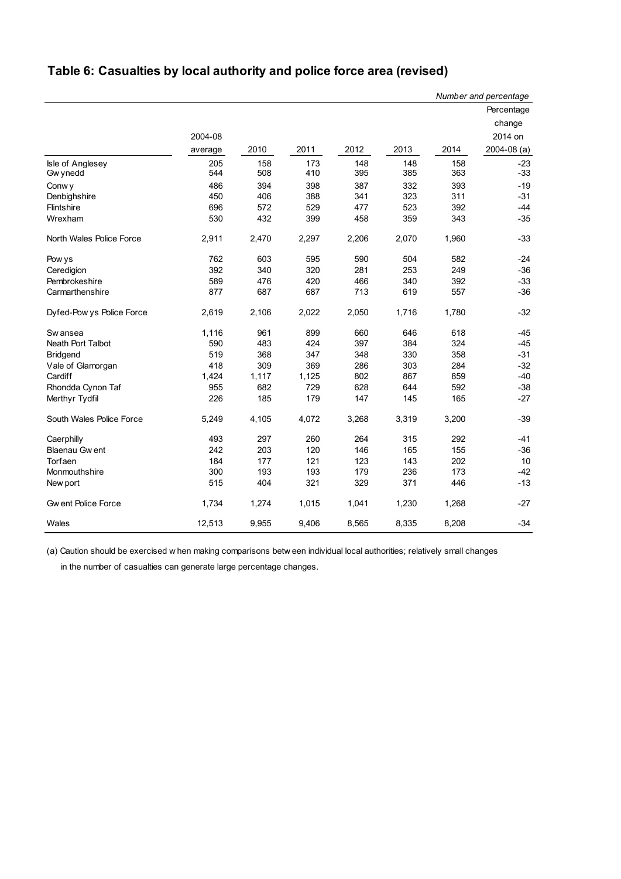## Table 6: Casualties by local authority and police force area (revised)

*Number and percentage*

| | 2004-08 average | 2010 | 2011 | 2012 | 2013 | 2014 | Percentage change 2014 on 2004-08 (a) |
|---|---|---|---|---|---|---|---|
| Isle of Anglesey | 205 | 158 | 173 | 148 | 148 | 158 | -23 |
| Gwynedd | 544 | 508 | 410 | 395 | 385 | 363 | -33 |
| Conwy | 486 | 394 | 398 | 387 | 332 | 393 | -19 |
| Denbighshire | 450 | 406 | 388 | 341 | 323 | 311 | -31 |
| Flintshire | 696 | 572 | 529 | 477 | 523 | 392 | -44 |
| Wrexham | 530 | 432 | 399 | 458 | 359 | 343 | -35 |
| North Wales Police Force | 2,911 | 2,470 | 2,297 | 2,206 | 2,070 | 1,960 | -33 |
| Powys | 762 | 603 | 595 | 590 | 504 | 582 | -24 |
| Ceredigion | 392 | 340 | 320 | 281 | 253 | 249 | -36 |
| Pembrokeshire | 589 | 476 | 420 | 466 | 340 | 392 | -33 |
| Carmarthenshire | 877 | 687 | 687 | 713 | 619 | 557 | -36 |
| Dyfed-Powys Police Force | 2,619 | 2,106 | 2,022 | 2,050 | 1,716 | 1,780 | -32 |
| Swansea | 1,116 | 961 | 899 | 660 | 646 | 618 | -45 |
| Neath Port Talbot | 590 | 483 | 424 | 397 | 384 | 324 | -45 |
| Bridgend | 519 | 368 | 347 | 348 | 330 | 358 | -31 |
| Vale of Glamorgan | 418 | 309 | 369 | 286 | 303 | 284 | -32 |
| Cardiff | 1,424 | 1,117 | 1,125 | 802 | 867 | 859 | -40 |
| Rhondda Cynon Taf | 955 | 682 | 729 | 628 | 644 | 592 | -38 |
| Merthyr Tydfil | 226 | 185 | 179 | 147 | 145 | 165 | -27 |
| South Wales Police Force | 5,249 | 4,105 | 4,072 | 3,268 | 3,319 | 3,200 | -39 |
| Caerphilly | 493 | 297 | 260 | 264 | 315 | 292 | -41 |
| Blaenau Gwent | 242 | 203 | 120 | 146 | 165 | 155 | -36 |
| Torfaen | 184 | 177 | 121 | 123 | 143 | 202 | 10 |
| Monmouthshire | 300 | 193 | 193 | 179 | 236 | 173 | -42 |
| Newport | 515 | 404 | 321 | 329 | 371 | 446 | -13 |
| Gwent Police Force | 1,734 | 1,274 | 1,015 | 1,041 | 1,230 | 1,268 | -27 |
| Wales | 12,513 | 9,955 | 9,406 | 8,565 | 8,335 | 8,208 | -34 |

(a) Caution should be exercised when making comparisons between individual local authorities; relatively small changes in the number of casualties can generate large percentage changes.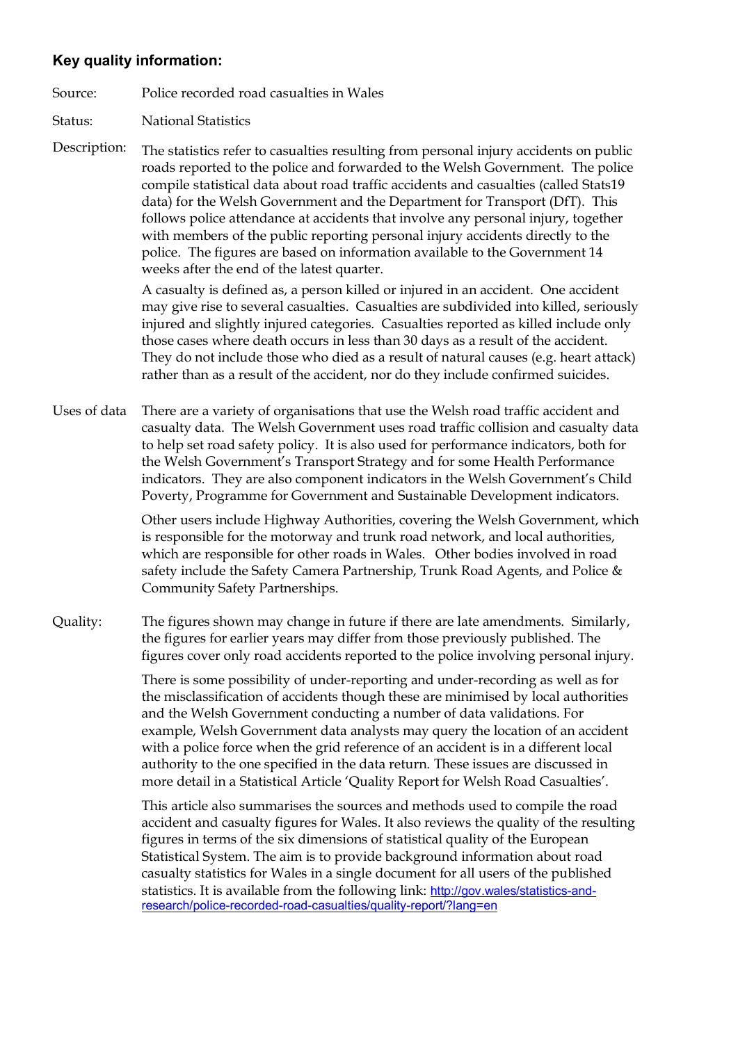## Key quality information:

**Source:** Police recorded road casualties in Wales

**Status:** National Statistics

**Description:** The statistics refer to casualties resulting from personal injury accidents on public roads reported to the police and forwarded to the Welsh Government. The police compile statistical data about road traffic accidents and casualties (called Stats19 data) for the Welsh Government and the Department for Transport (DfT). This follows police attendance at accidents that involve any personal injury, together with members of the public reporting personal injury accidents directly to the police. The figures are based on information available to the Government 14 weeks after the end of the latest quarter.

A casualty is defined as, a person killed or injured in an accident. One accident may give rise to several casualties. Casualties are subdivided into killed, seriously injured and slightly injured categories. Casualties reported as killed include only those cases where death occurs in less than 30 days as a result of the accident. They do not include those who died as a result of natural causes (e.g. heart attack) rather than as a result of the accident, nor do they include confirmed suicides.

**Uses of data** There are a variety of organisations that use the Welsh road traffic accident and casualty data. The Welsh Government uses road traffic collision and casualty data to help set road safety policy. It is also used for performance indicators, both for the Welsh Government's Transport Strategy and for some Health Performance indicators. They are also component indicators in the Welsh Government's Child Poverty, Programme for Government and Sustainable Development indicators.

Other users include Highway Authorities, covering the Welsh Government, which is responsible for the motorway and trunk road network, and local authorities, which are responsible for other roads in Wales. Other bodies involved in road safety include the Safety Camera Partnership, Trunk Road Agents, and Police & Community Safety Partnerships.

**Quality:** The figures shown may change in future if there are late amendments. Similarly, the figures for earlier years may differ from those previously published. The figures cover only road accidents reported to the police involving personal injury.

There is some possibility of under-reporting and under-recording as well as for the misclassification of accidents though these are minimised by local authorities and the Welsh Government conducting a number of data validations. For example, Welsh Government data analysts may query the location of an accident with a police force when the grid reference of an accident is in a different local authority to the one specified in the data return. These issues are discussed in more detail in a Statistical Article 'Quality Report for Welsh Road Casualties'.

This article also summarises the sources and methods used to compile the road accident and casualty figures for Wales. It also reviews the quality of the resulting figures in terms of the six dimensions of statistical quality of the European Statistical System. The aim is to provide background information about road casualty statistics for Wales in a single document for all users of the published statistics. It is available from the following link: http://gov.wales/statistics-and-research/police-recorded-road-casualties/quality-report/?lang=en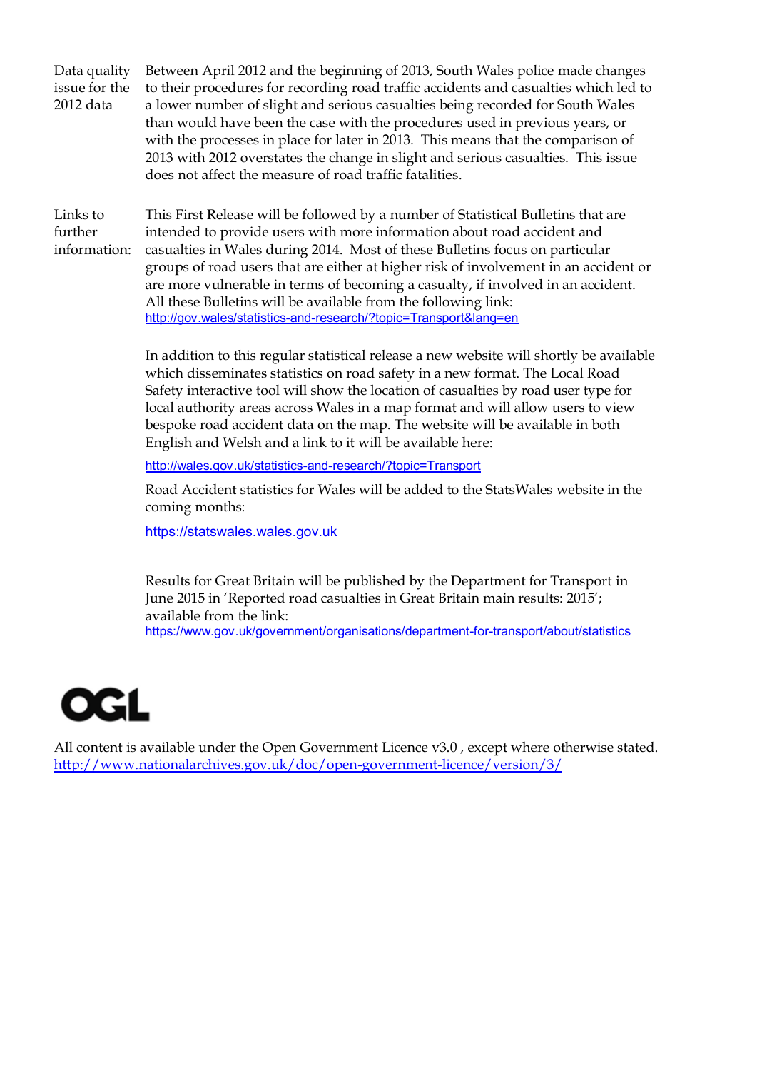**Data quality issue for the 2012 data**

Between April 2012 and the beginning of 2013, South Wales police made changes to their procedures for recording road traffic accidents and casualties which led to a lower number of slight and serious casualties being recorded for South Wales than would have been the case with the procedures used in previous years, or with the processes in place for later in 2013. This means that the comparison of 2013 with 2012 overstates the change in slight and serious casualties. This issue does not affect the measure of road traffic fatalities.

**Links to further information:**

This First Release will be followed by a number of Statistical Bulletins that are intended to provide users with more information about road accident and casualties in Wales during 2014. Most of these Bulletins focus on particular groups of road users that are either at higher risk of involvement in an accident or are more vulnerable in terms of becoming a casualty, if involved in an accident. All these Bulletins will be available from the following link:
http://gov.wales/statistics-and-research/?topic=Transport&lang=en

In addition to this regular statistical release a new website will shortly be available which disseminates statistics on road safety in a new format. The Local Road Safety interactive tool will show the location of casualties by road user type for local authority areas across Wales in a map format and will allow users to view bespoke road accident data on the map. The website will be available in both English and Welsh and a link to it will be available here:

http://wales.gov.uk/statistics-and-research/?topic=Transport

Road Accident statistics for Wales will be added to the StatsWales website in the coming months:

https://statswales.wales.gov.uk

Results for Great Britain will be published by the Department for Transport in June 2015 in 'Reported road casualties in Great Britain main results: 2015'; available from the link:
https://www.gov.uk/government/organisations/department-for-transport/about/statistics

OGL

All content is available under the Open Government Licence v3.0 , except where otherwise stated.
http://www.nationalarchives.gov.uk/doc/open-government-licence/version/3/